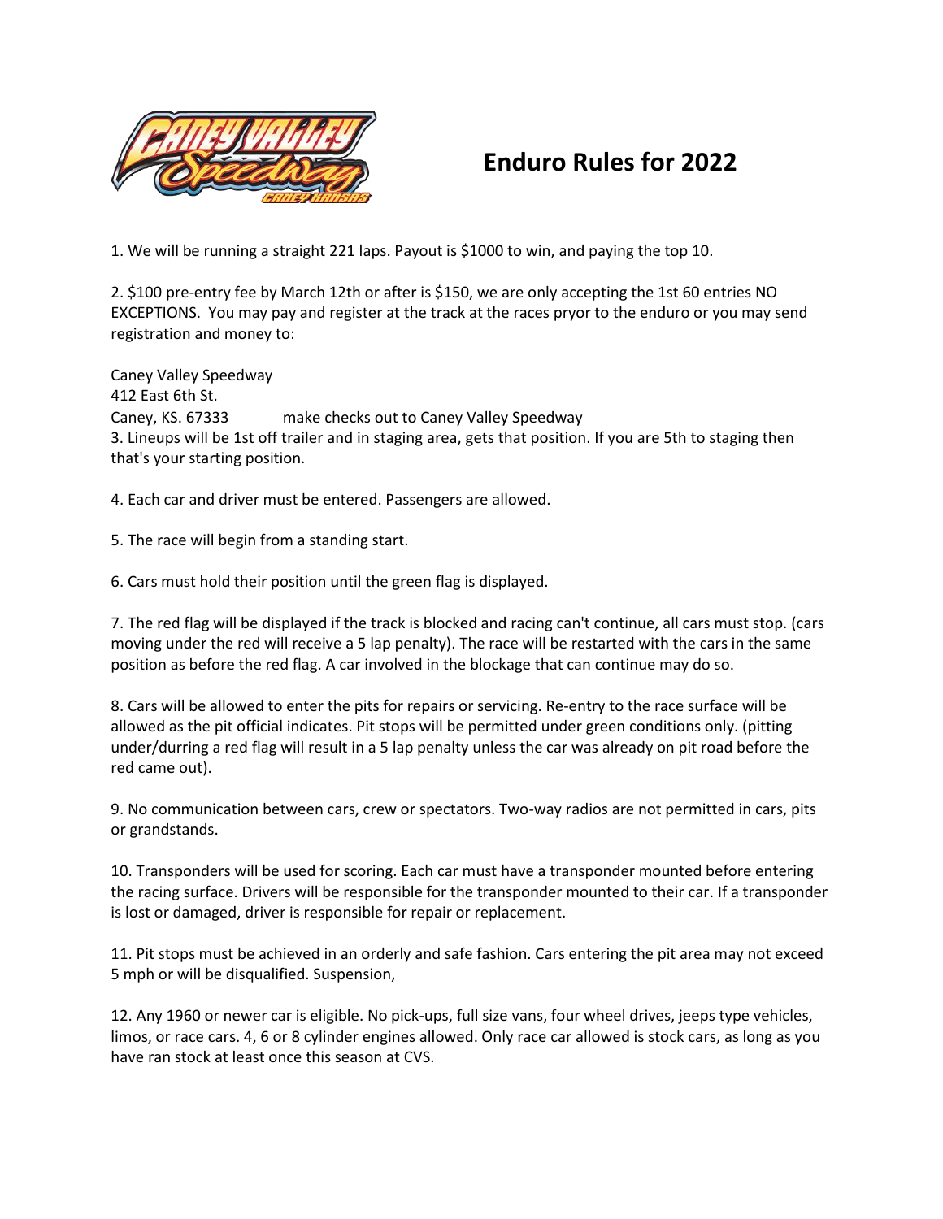# Enduro Rules for 2022

1. We will be running a straight 221 laps. Payout is $1000 to win, and paying the top 10.

2. $100 pre-entry fee by March 12th or after is $150, we are only accepting the 1st 60 entries NO EXCEPTIONS. You may pay and register at the track at the races pryor to the enduro or you may send registration and money to:

Caney Valley Speedway
412 East 6th St.
Caney, KS. 67333 make checks out to Caney Valley Speedway

3. Lineups will be 1st off trailer and in staging area, gets that position. If you are 5th to staging then that's your starting position.

4. Each car and driver must be entered. Passengers are allowed.

5. The race will begin from a standing start.

6. Cars must hold their position until the green flag is displayed.

7. The red flag will be displayed if the track is blocked and racing can't continue, all cars must stop. (cars moving under the red will receive a 5 lap penalty). The race will be restarted with the cars in the same position as before the red flag. A car involved in the blockage that can continue may do so.

8. Cars will be allowed to enter the pits for repairs or servicing. Re-entry to the race surface will be allowed as the pit official indicates. Pit stops will be permitted under green conditions only. (pitting under/durring a red flag will result in a 5 lap penalty unless the car was already on pit road before the red came out).

9. No communication between cars, crew or spectators. Two-way radios are not permitted in cars, pits or grandstands.

10. Transponders will be used for scoring. Each car must have a transponder mounted before entering the racing surface. Drivers will be responsible for the transponder mounted to their car. If a transponder is lost or damaged, driver is responsible for repair or replacement.

11. Pit stops must be achieved in an orderly and safe fashion. Cars entering the pit area may not exceed 5 mph or will be disqualified. Suspension,

12. Any 1960 or newer car is eligible. No pick-ups, full size vans, four wheel drives, jeeps type vehicles, limos, or race cars. 4, 6 or 8 cylinder engines allowed. Only race car allowed is stock cars, as long as you have ran stock at least once this season at CVS.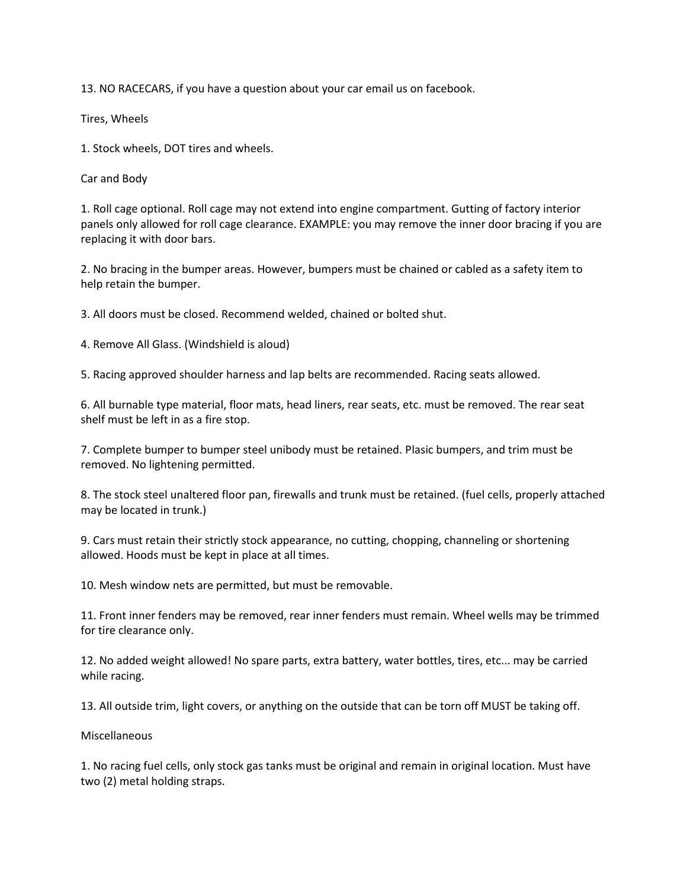13. NO RACECARS, if you have a question about your car email us on facebook.

## Tires, Wheels

1. Stock wheels, DOT tires and wheels.

## Car and Body

1. Roll cage optional. Roll cage may not extend into engine compartment. Gutting of factory interior panels only allowed for roll cage clearance. EXAMPLE: you may remove the inner door bracing if you are replacing it with door bars.

2. No bracing in the bumper areas. However, bumpers must be chained or cabled as a safety item to help retain the bumper.

3. All doors must be closed. Recommend welded, chained or bolted shut.

4. Remove All Glass. (Windshield is aloud)

5. Racing approved shoulder harness and lap belts are recommended. Racing seats allowed.

6. All burnable type material, floor mats, head liners, rear seats, etc. must be removed. The rear seat shelf must be left in as a fire stop.

7. Complete bumper to bumper steel unibody must be retained. Plasic bumpers, and trim must be removed. No lightening permitted.

8. The stock steel unaltered floor pan, firewalls and trunk must be retained. (fuel cells, properly attached may be located in trunk.)

9. Cars must retain their strictly stock appearance, no cutting, chopping, channeling or shortening allowed. Hoods must be kept in place at all times.

10. Mesh window nets are permitted, but must be removable.

11. Front inner fenders may be removed, rear inner fenders must remain. Wheel wells may be trimmed for tire clearance only.

12. No added weight allowed! No spare parts, extra battery, water bottles, tires, etc... may be carried while racing.

13. All outside trim, light covers, or anything on the outside that can be torn off MUST be taking off.

## Miscellaneous

1. No racing fuel cells, only stock gas tanks must be original and remain in original location. Must have two (2) metal holding straps.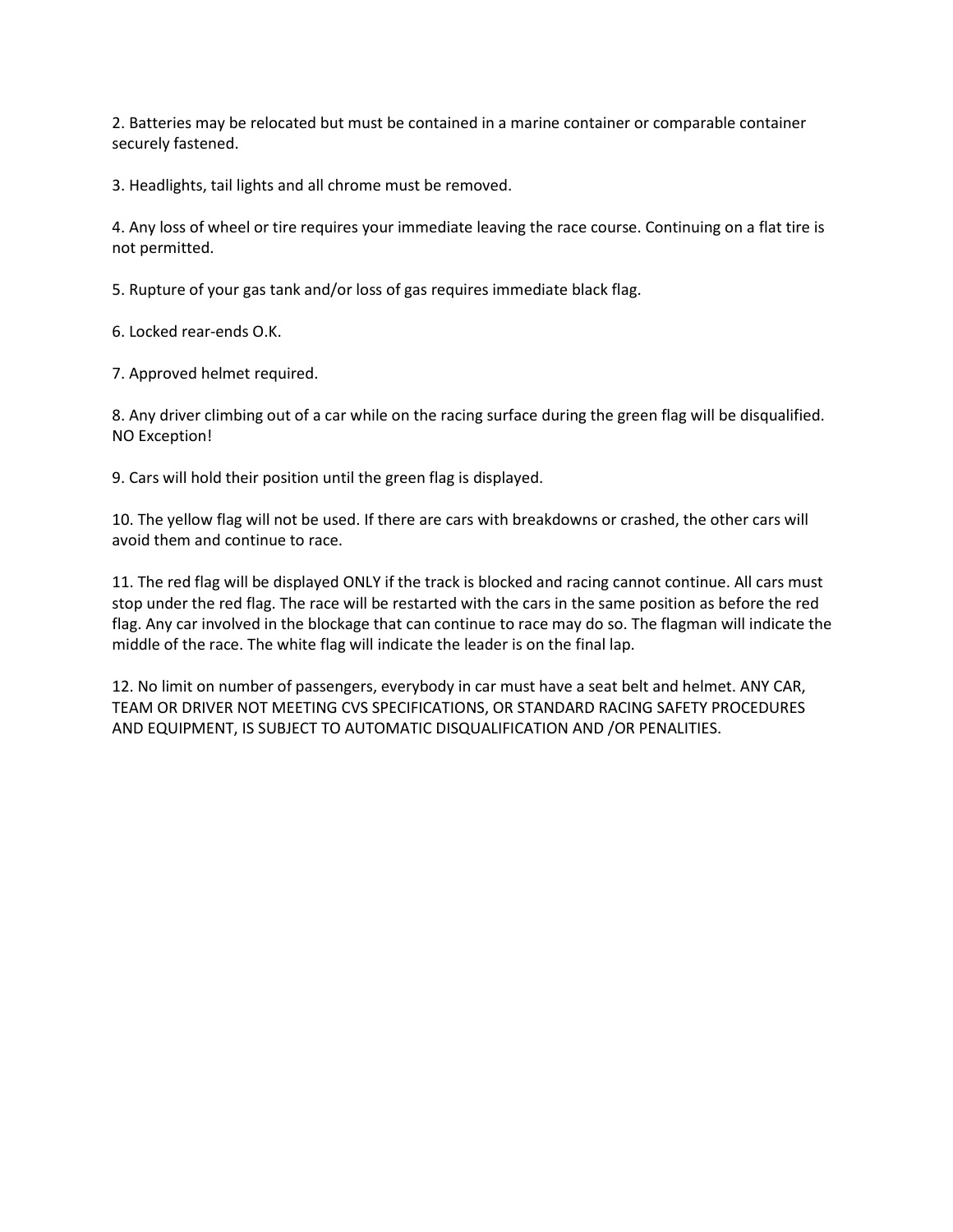2. Batteries may be relocated but must be contained in a marine container or comparable container securely fastened.

3. Headlights, tail lights and all chrome must be removed.

4. Any loss of wheel or tire requires your immediate leaving the race course. Continuing on a flat tire is not permitted.

5. Rupture of your gas tank and/or loss of gas requires immediate black flag.

6. Locked rear-ends O.K.

7. Approved helmet required.

8. Any driver climbing out of a car while on the racing surface during the green flag will be disqualified. NO Exception!

9. Cars will hold their position until the green flag is displayed.

10. The yellow flag will not be used. If there are cars with breakdowns or crashed, the other cars will avoid them and continue to race.

11. The red flag will be displayed ONLY if the track is blocked and racing cannot continue. All cars must stop under the red flag. The race will be restarted with the cars in the same position as before the red flag. Any car involved in the blockage that can continue to race may do so. The flagman will indicate the middle of the race. The white flag will indicate the leader is on the final lap.

12. No limit on number of passengers, everybody in car must have a seat belt and helmet. ANY CAR, TEAM OR DRIVER NOT MEETING CVS SPECIFICATIONS, OR STANDARD RACING SAFETY PROCEDURES AND EQUIPMENT, IS SUBJECT TO AUTOMATIC DISQUALIFICATION AND /OR PENALITIES.